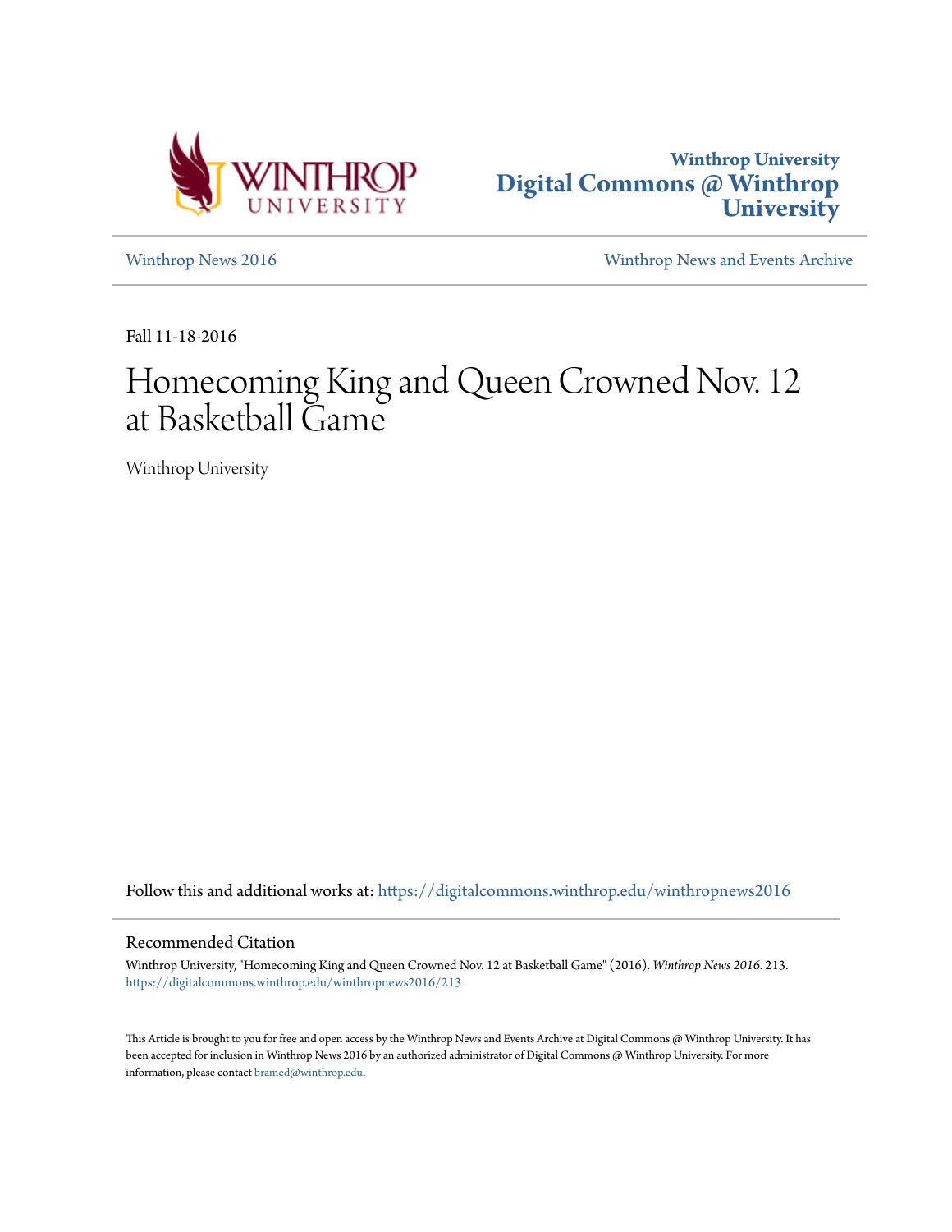Winthrop University
Digital Commons @ Winthrop University

Winthrop News 2016 | Winthrop News and Events Archive

Fall 11-18-2016

# Homecoming King and Queen Crowned Nov. 12 at Basketball Game

Winthrop University

Follow this and additional works at: https://digitalcommons.winthrop.edu/winthropnews2016

## Recommended Citation

Winthrop University, "Homecoming King and Queen Crowned Nov. 12 at Basketball Game" (2016). *Winthrop News 2016*. 213.
https://digitalcommons.winthrop.edu/winthropnews2016/213

This Article is brought to you for free and open access by the Winthrop News and Events Archive at Digital Commons @ Winthrop University. It has been accepted for inclusion in Winthrop News 2016 by an authorized administrator of Digital Commons @ Winthrop University. For more information, please contact bramed@winthrop.edu.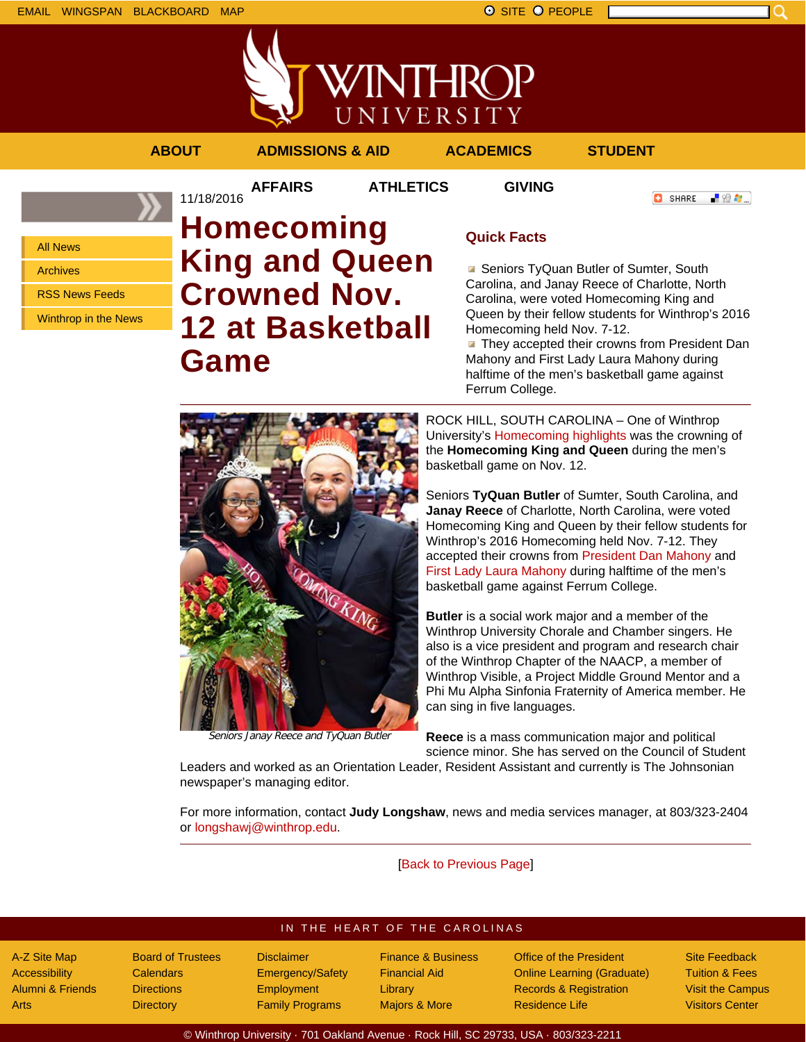EMAIL WINGSPAN BLACKBOARD MAP

SITE PEOPLE

ABOUT ADMISSIONS & AID ACADEMICS STUDENT AFFAIRS ATHLETICS GIVING

- All News
- Archives
- RSS News Feeds
- Winthrop in the News

11/18/2016

# Homecoming King and Queen Crowned Nov. 12 at Basketball Game

## Quick Facts

- Seniors TyQuan Butler of Sumter, South Carolina, and Janay Reece of Charlotte, North Carolina, were voted Homecoming King and Queen by their fellow students for Winthrop's 2016 Homecoming held Nov. 7-12.
- They accepted their crowns from President Dan Mahony and First Lady Laura Mahony during halftime of the men's basketball game against Ferrum College.

---

*Seniors Janay Reece and TyQuan Butler*

ROCK HILL, SOUTH CAROLINA – One of Winthrop University's Homecoming highlights was the crowning of the **Homecoming King and Queen** during the men's basketball game on Nov. 12.

Seniors **TyQuan Butler** of Sumter, South Carolina, and **Janay Reece** of Charlotte, North Carolina, were voted Homecoming King and Queen by their fellow students for Winthrop's 2016 Homecoming held Nov. 7-12. They accepted their crowns from President Dan Mahony and First Lady Laura Mahony during halftime of the men's basketball game against Ferrum College.

**Butler** is a social work major and a member of the Winthrop University Chorale and Chamber singers. He also is a vice president and program and research chair of the Winthrop Chapter of the NAACP, a member of Winthrop Visible, a Project Middle Ground Mentor and a Phi Mu Alpha Sinfonia Fraternity of America member. He can sing in five languages.

**Reece** is a mass communication major and political science minor. She has served on the Council of Student Leaders and worked as an Orientation Leader, Resident Assistant and currently is The Johnsonian newspaper's managing editor.

For more information, contact **Judy Longshaw**, news and media services manager, at 803/323-2404 or longshawj@winthrop.edu.

---

[Back to Previous Page]

IN THE HEART OF THE CAROLINAS

| | | | | | |
|---|---|---|---|---|---|
| A-Z Site Map | Board of Trustees | Disclaimer | Finance & Business | Office of the President | Site Feedback |
| Accessibility | Calendars | Emergency/Safety | Financial Aid | Online Learning (Graduate) | Tuition & Fees |
| Alumni & Friends | Directions | Employment | Library | Records & Registration | Visit the Campus |
| Arts | Directory | Family Programs | Majors & More | Residence Life | Visitors Center |

© Winthrop University · 701 Oakland Avenue · Rock Hill, SC 29733, USA · 803/323-2211